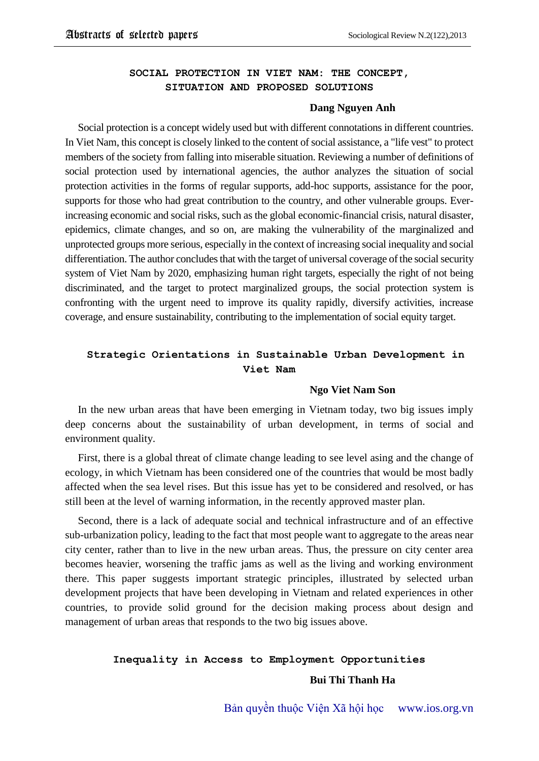## SOCIAL PROTECTION IN VIET NAM: THE CONCEPT, SITUATION AND PROPOSED SOLUTIONS

**Dang Nguyen Anh**

Social protection is a concept widely used but with different connotations in different countries. In Viet Nam, this concept is closely linked to the content of social assistance, a "life vest" to protect members of the society from falling into miserable situation. Reviewing a number of definitions of social protection used by international agencies, the author analyzes the situation of social protection activities in the forms of regular supports, add-hoc supports, assistance for the poor, supports for those who had great contribution to the country, and other vulnerable groups. Ever-increasing economic and social risks, such as the global economic-financial crisis, natural disaster, epidemics, climate changes, and so on, are making the vulnerability of the marginalized and unprotected groups more serious, especially in the context of increasing social inequality and social differentiation. The author concludes that with the target of universal coverage of the social security system of Viet Nam by 2020, emphasizing human right targets, especially the right of not being discriminated, and the target to protect marginalized groups, the social protection system is confronting with the urgent need to improve its quality rapidly, diversify activities, increase coverage, and ensure sustainability, contributing to the implementation of social equity target.

## Strategic Orientations in Sustainable Urban Development in Viet Nam

**Ngo Viet Nam Son**

In the new urban areas that have been emerging in Vietnam today, two big issues imply deep concerns about the sustainability of urban development, in terms of social and environment quality.

First, there is a global threat of climate change leading to see level asing and the change of ecology, in which Vietnam has been considered one of the countries that would be most badly affected when the sea level rises. But this issue has yet to be considered and resolved, or has still been at the level of warning information, in the recently approved master plan.

Second, there is a lack of adequate social and technical infrastructure and of an effective sub-urbanization policy, leading to the fact that most people want to aggregate to the areas near city center, rather than to live in the new urban areas. Thus, the pressure on city center area becomes heavier, worsening the traffic jams as well as the living and working environment there. This paper suggests important strategic principles, illustrated by selected urban development projects that have been developing in Vietnam and related experiences in other countries, to provide solid ground for the decision making process about design and management of urban areas that responds to the two big issues above.

## Inequality in Access to Employment Opportunities

**Bui Thi Thanh Ha**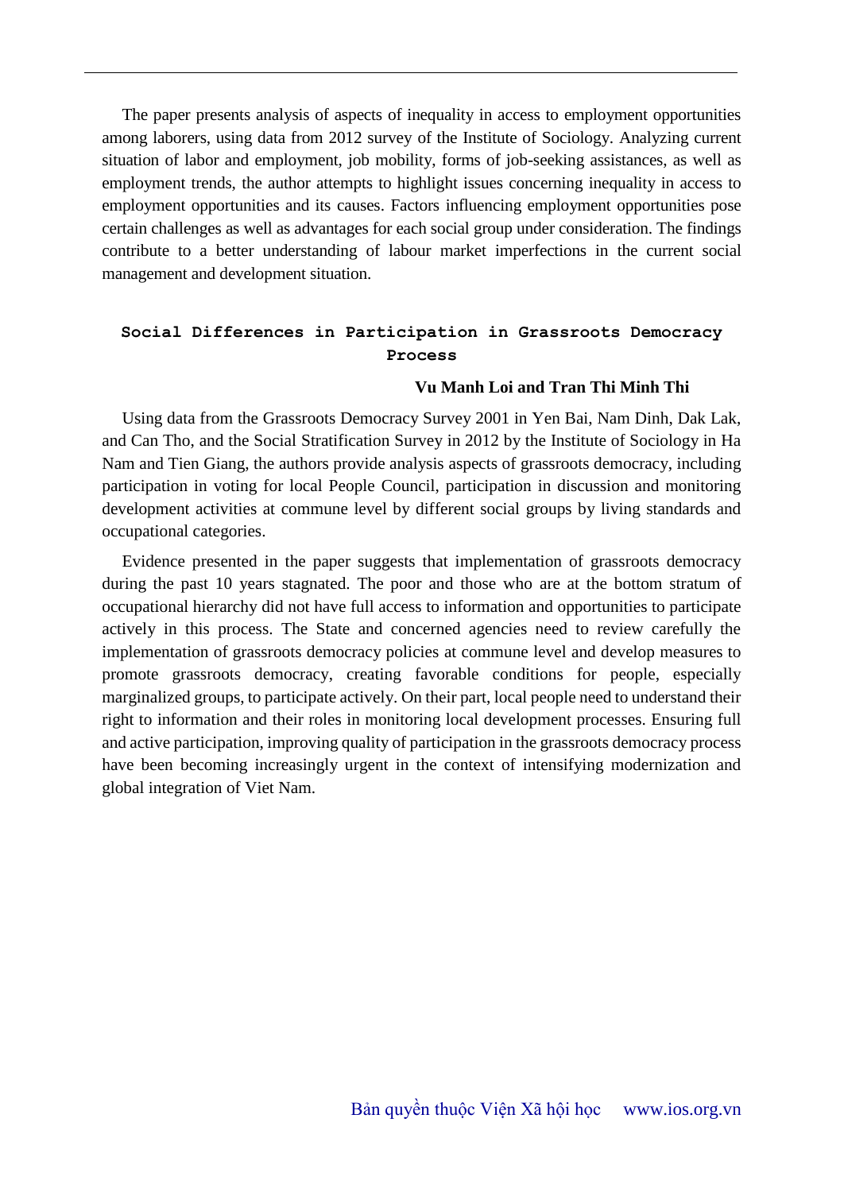The paper presents analysis of aspects of inequality in access to employment opportunities among laborers, using data from 2012 survey of the Institute of Sociology. Analyzing current situation of labor and employment, job mobility, forms of job-seeking assistances, as well as employment trends, the author attempts to highlight issues concerning inequality in access to employment opportunities and its causes. Factors influencing employment opportunities pose certain challenges as well as advantages for each social group under consideration. The findings contribute to a better understanding of labour market imperfections in the current social management and development situation.

## Social Differences in Participation in Grassroots Democracy Process

**Vu Manh Loi and Tran Thi Minh Thi**

Using data from the Grassroots Democracy Survey 2001 in Yen Bai, Nam Dinh, Dak Lak, and Can Tho, and the Social Stratification Survey in 2012 by the Institute of Sociology in Ha Nam and Tien Giang, the authors provide analysis aspects of grassroots democracy, including participation in voting for local People Council, participation in discussion and monitoring development activities at commune level by different social groups by living standards and occupational categories.

Evidence presented in the paper suggests that implementation of grassroots democracy during the past 10 years stagnated. The poor and those who are at the bottom stratum of occupational hierarchy did not have full access to information and opportunities to participate actively in this process. The State and concerned agencies need to review carefully the implementation of grassroots democracy policies at commune level and develop measures to promote grassroots democracy, creating favorable conditions for people, especially marginalized groups, to participate actively. On their part, local people need to understand their right to information and their roles in monitoring local development processes. Ensuring full and active participation, improving quality of participation in the grassroots democracy process have been becoming increasingly urgent in the context of intensifying modernization and global integration of Viet Nam.